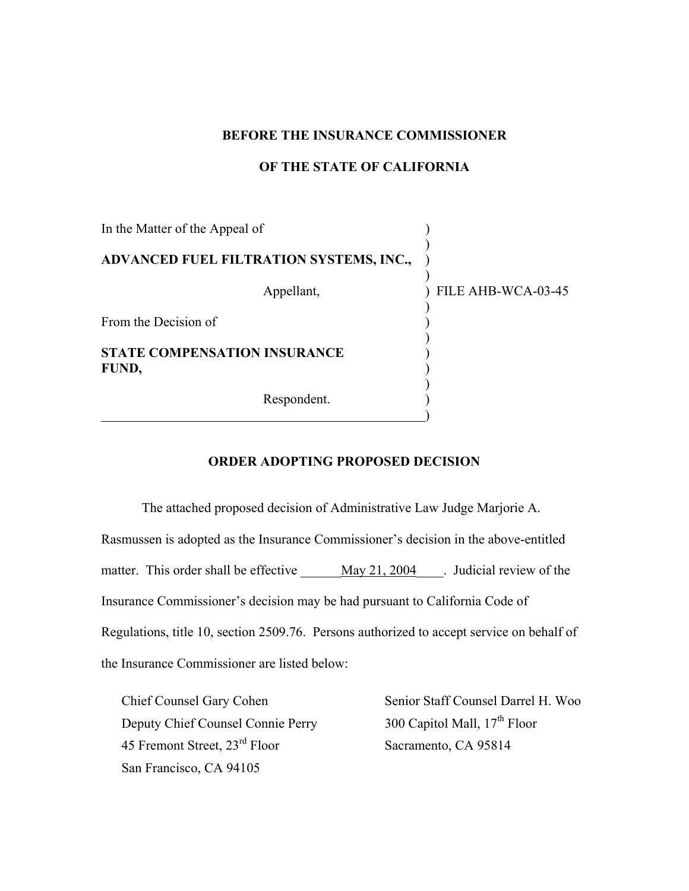**BEFORE THE INSURANCE COMMISSIONER**

**OF THE STATE OF CALIFORNIA**

In the Matter of the Appeal of

**ADVANCED FUEL FILTRATION SYSTEMS, INC.,**

Appellant,

From the Decision of

**STATE COMPENSATION INSURANCE FUND,**

Respondent.

FILE AHB-WCA-03-45

**ORDER ADOPTING PROPOSED DECISION**

The attached proposed decision of Administrative Law Judge Marjorie A. Rasmussen is adopted as the Insurance Commissioner's decision in the above-entitled matter. This order shall be effective May 21, 2004. Judicial review of the Insurance Commissioner's decision may be had pursuant to California Code of Regulations, title 10, section 2509.76. Persons authorized to accept service on behalf of the Insurance Commissioner are listed below:

Chief Counsel Gary Cohen
Deputy Chief Counsel Connie Perry
45 Fremont Street, 23rd Floor
San Francisco, CA 94105

Senior Staff Counsel Darrel H. Woo
300 Capitol Mall, 17th Floor
Sacramento, CA 95814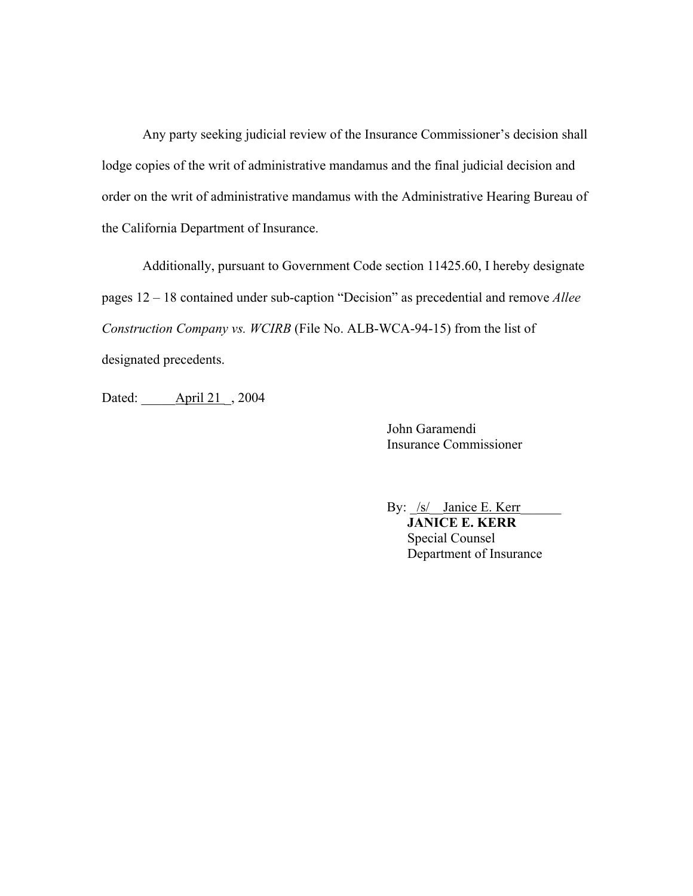Any party seeking judicial review of the Insurance Commissioner's decision shall lodge copies of the writ of administrative mandamus and the final judicial decision and order on the writ of administrative mandamus with the Administrative Hearing Bureau of the California Department of Insurance.

Additionally, pursuant to Government Code section 11425.60, I hereby designate pages 12 – 18 contained under sub-caption "Decision" as precedential and remove *Allee Construction Company vs. WCIRB* (File No. ALB-WCA-94-15) from the list of designated precedents.

Dated: _____April 21_, 2004

John Garamendi
Insurance Commissioner

By: _/s/__Janice E. Kerr______
**JANICE E. KERR**
Special Counsel
Department of Insurance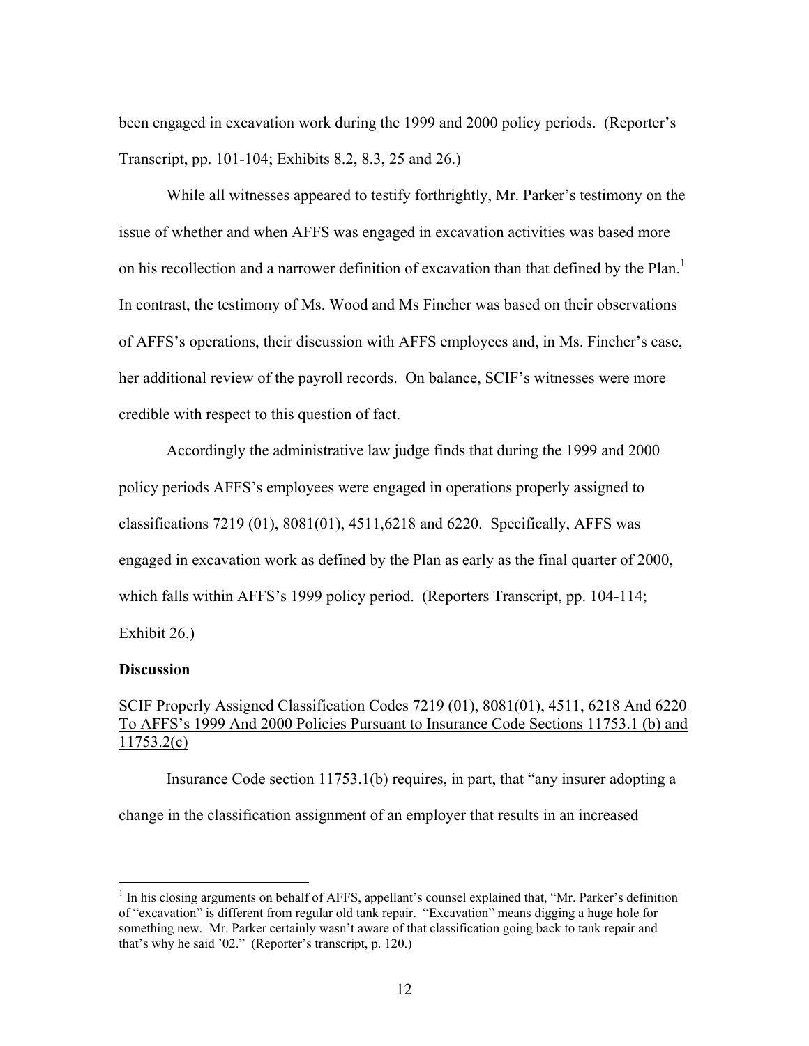been engaged in excavation work during the 1999 and 2000 policy periods. (Reporter's Transcript, pp. 101-104; Exhibits 8.2, 8.3, 25 and 26.)

While all witnesses appeared to testify forthrightly, Mr. Parker's testimony on the issue of whether and when AFFS was engaged in excavation activities was based more on his recollection and a narrower definition of excavation than that defined by the Plan.[1] In contrast, the testimony of Ms. Wood and Ms Fincher was based on their observations of AFFS's operations, their discussion with AFFS employees and, in Ms. Fincher's case, her additional review of the payroll records. On balance, SCIF's witnesses were more credible with respect to this question of fact.

Accordingly the administrative law judge finds that during the 1999 and 2000 policy periods AFFS's employees were engaged in operations properly assigned to classifications 7219 (01), 8081(01), 4511,6218 and 6220. Specifically, AFFS was engaged in excavation work as defined by the Plan as early as the final quarter of 2000, which falls within AFFS's 1999 policy period. (Reporters Transcript, pp. 104-114; Exhibit 26.)

**Discussion**

<u>SCIF Properly Assigned Classification Codes 7219 (01), 8081(01), 4511, 6218 And 6220 To AFFS's 1999 And 2000 Policies Pursuant to Insurance Code Sections 11753.1 (b) and 11753.2(c)</u>

Insurance Code section 11753.1(b) requires, in part, that "any insurer adopting a change in the classification assignment of an employer that results in an increased

---

[1] In his closing arguments on behalf of AFFS, appellant's counsel explained that, "Mr. Parker's definition of "excavation" is different from regular old tank repair. "Excavation" means digging a huge hole for something new. Mr. Parker certainly wasn't aware of that classification going back to tank repair and that's why he said '02." (Reporter's transcript, p. 120.)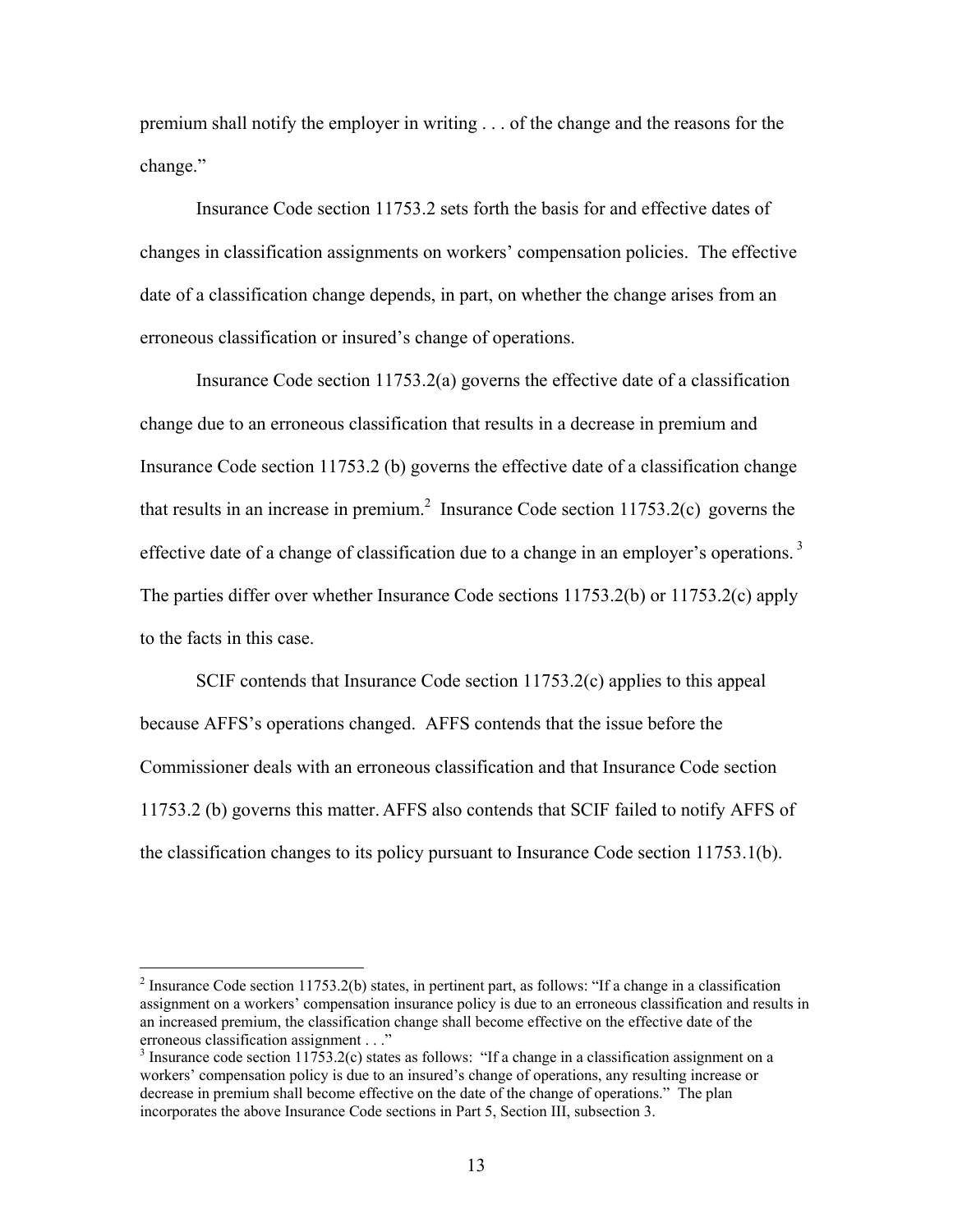premium shall notify the employer in writing . . . of the change and the reasons for the change."

Insurance Code section 11753.2 sets forth the basis for and effective dates of changes in classification assignments on workers' compensation policies. The effective date of a classification change depends, in part, on whether the change arises from an erroneous classification or insured's change of operations.

Insurance Code section 11753.2(a) governs the effective date of a classification change due to an erroneous classification that results in a decrease in premium and Insurance Code section 11753.2 (b) governs the effective date of a classification change that results in an increase in premium.[2] Insurance Code section 11753.2(c) governs the effective date of a change of classification due to a change in an employer's operations.[3] The parties differ over whether Insurance Code sections 11753.2(b) or 11753.2(c) apply to the facts in this case.

SCIF contends that Insurance Code section 11753.2(c) applies to this appeal because AFFS's operations changed. AFFS contends that the issue before the Commissioner deals with an erroneous classification and that Insurance Code section 11753.2 (b) governs this matter. AFFS also contends that SCIF failed to notify AFFS of the classification changes to its policy pursuant to Insurance Code section 11753.1(b).

---

[2] Insurance Code section 11753.2(b) states, in pertinent part, as follows: "If a change in a classification assignment on a workers' compensation insurance policy is due to an erroneous classification and results in an increased premium, the classification change shall become effective on the effective date of the erroneous classification assignment . . ."

[3] Insurance code section 11753.2(c) states as follows: "If a change in a classification assignment on a workers' compensation policy is due to an insured's change of operations, any resulting increase or decrease in premium shall become effective on the date of the change of operations." The plan incorporates the above Insurance Code sections in Part 5, Section III, subsection 3.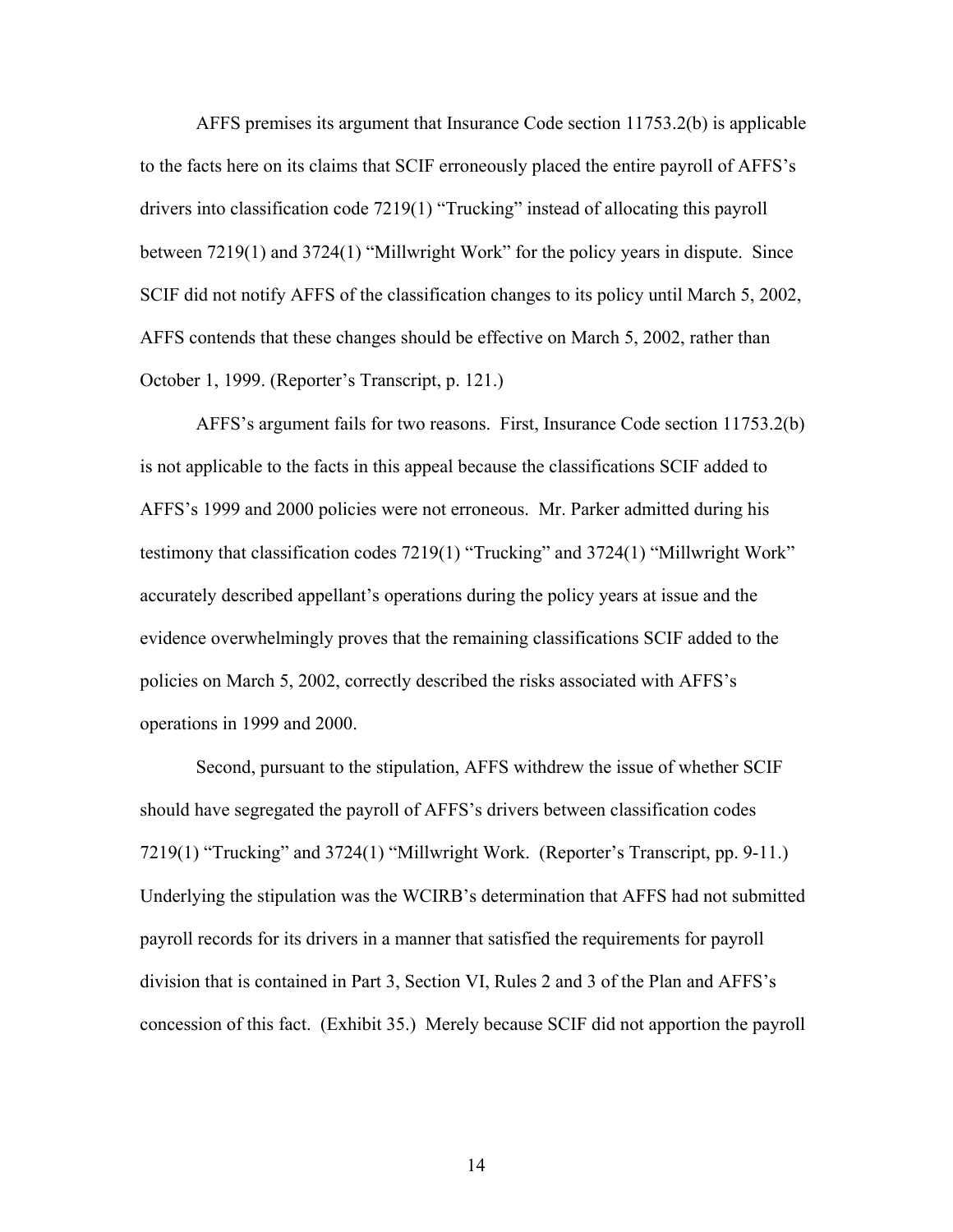AFFS premises its argument that Insurance Code section 11753.2(b) is applicable to the facts here on its claims that SCIF erroneously placed the entire payroll of AFFS's drivers into classification code 7219(1) "Trucking" instead of allocating this payroll between 7219(1) and 3724(1) "Millwright Work" for the policy years in dispute. Since SCIF did not notify AFFS of the classification changes to its policy until March 5, 2002, AFFS contends that these changes should be effective on March 5, 2002, rather than October 1, 1999. (Reporter's Transcript, p. 121.)

AFFS's argument fails for two reasons. First, Insurance Code section 11753.2(b) is not applicable to the facts in this appeal because the classifications SCIF added to AFFS's 1999 and 2000 policies were not erroneous. Mr. Parker admitted during his testimony that classification codes 7219(1) "Trucking" and 3724(1) "Millwright Work" accurately described appellant's operations during the policy years at issue and the evidence overwhelmingly proves that the remaining classifications SCIF added to the policies on March 5, 2002, correctly described the risks associated with AFFS's operations in 1999 and 2000.

Second, pursuant to the stipulation, AFFS withdrew the issue of whether SCIF should have segregated the payroll of AFFS's drivers between classification codes 7219(1) "Trucking" and 3724(1) "Millwright Work. (Reporter's Transcript, pp. 9-11.) Underlying the stipulation was the WCIRB's determination that AFFS had not submitted payroll records for its drivers in a manner that satisfied the requirements for payroll division that is contained in Part 3, Section VI, Rules 2 and 3 of the Plan and AFFS's concession of this fact. (Exhibit 35.) Merely because SCIF did not apportion the payroll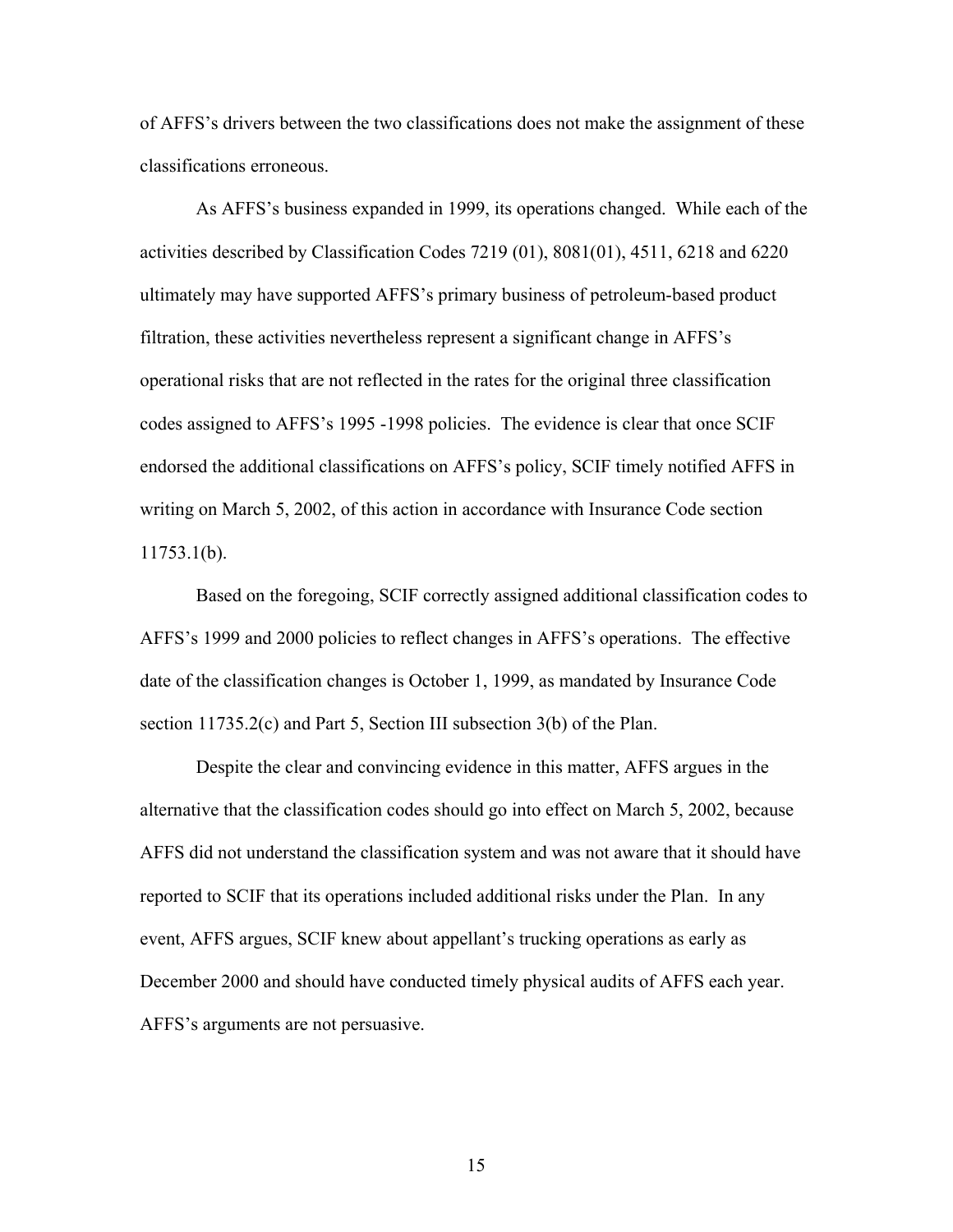of AFFS's drivers between the two classifications does not make the assignment of these classifications erroneous.

As AFFS's business expanded in 1999, its operations changed. While each of the activities described by Classification Codes 7219 (01), 8081(01), 4511, 6218 and 6220 ultimately may have supported AFFS's primary business of petroleum-based product filtration, these activities nevertheless represent a significant change in AFFS's operational risks that are not reflected in the rates for the original three classification codes assigned to AFFS's 1995 -1998 policies. The evidence is clear that once SCIF endorsed the additional classifications on AFFS's policy, SCIF timely notified AFFS in writing on March 5, 2002, of this action in accordance with Insurance Code section 11753.1(b).

Based on the foregoing, SCIF correctly assigned additional classification codes to AFFS's 1999 and 2000 policies to reflect changes in AFFS's operations. The effective date of the classification changes is October 1, 1999, as mandated by Insurance Code section 11735.2(c) and Part 5, Section III subsection 3(b) of the Plan.

Despite the clear and convincing evidence in this matter, AFFS argues in the alternative that the classification codes should go into effect on March 5, 2002, because AFFS did not understand the classification system and was not aware that it should have reported to SCIF that its operations included additional risks under the Plan. In any event, AFFS argues, SCIF knew about appellant's trucking operations as early as December 2000 and should have conducted timely physical audits of AFFS each year. AFFS's arguments are not persuasive.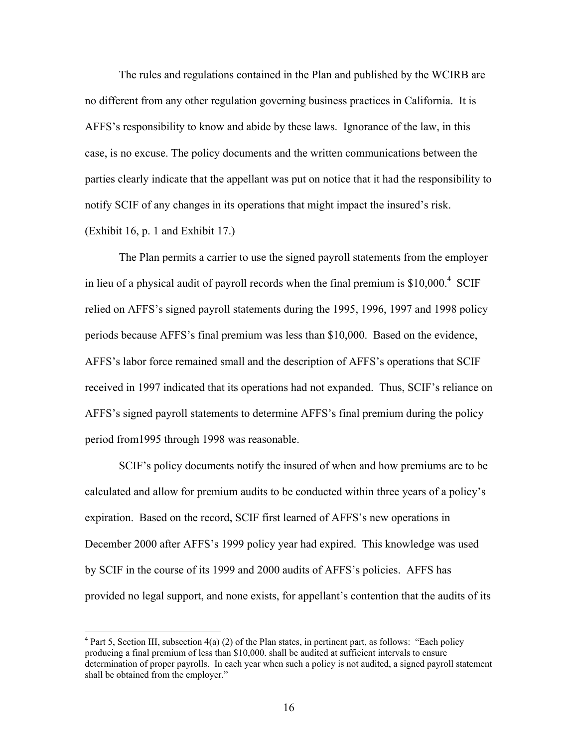The rules and regulations contained in the Plan and published by the WCIRB are no different from any other regulation governing business practices in California. It is AFFS's responsibility to know and abide by these laws. Ignorance of the law, in this case, is no excuse. The policy documents and the written communications between the parties clearly indicate that the appellant was put on notice that it had the responsibility to notify SCIF of any changes in its operations that might impact the insured's risk. (Exhibit 16, p. 1 and Exhibit 17.)

The Plan permits a carrier to use the signed payroll statements from the employer in lieu of a physical audit of payroll records when the final premium is $10,000.[4] SCIF relied on AFFS's signed payroll statements during the 1995, 1996, 1997 and 1998 policy periods because AFFS's final premium was less than $10,000. Based on the evidence, AFFS's labor force remained small and the description of AFFS's operations that SCIF received in 1997 indicated that its operations had not expanded. Thus, SCIF's reliance on AFFS's signed payroll statements to determine AFFS's final premium during the policy period from1995 through 1998 was reasonable.

SCIF's policy documents notify the insured of when and how premiums are to be calculated and allow for premium audits to be conducted within three years of a policy's expiration. Based on the record, SCIF first learned of AFFS's new operations in December 2000 after AFFS's 1999 policy year had expired. This knowledge was used by SCIF in the course of its 1999 and 2000 audits of AFFS's policies. AFFS has provided no legal support, and none exists, for appellant's contention that the audits of its

---

[4] Part 5, Section III, subsection 4(a) (2) of the Plan states, in pertinent part, as follows: "Each policy producing a final premium of less than $10,000. shall be audited at sufficient intervals to ensure determination of proper payrolls. In each year when such a policy is not audited, a signed payroll statement shall be obtained from the employer."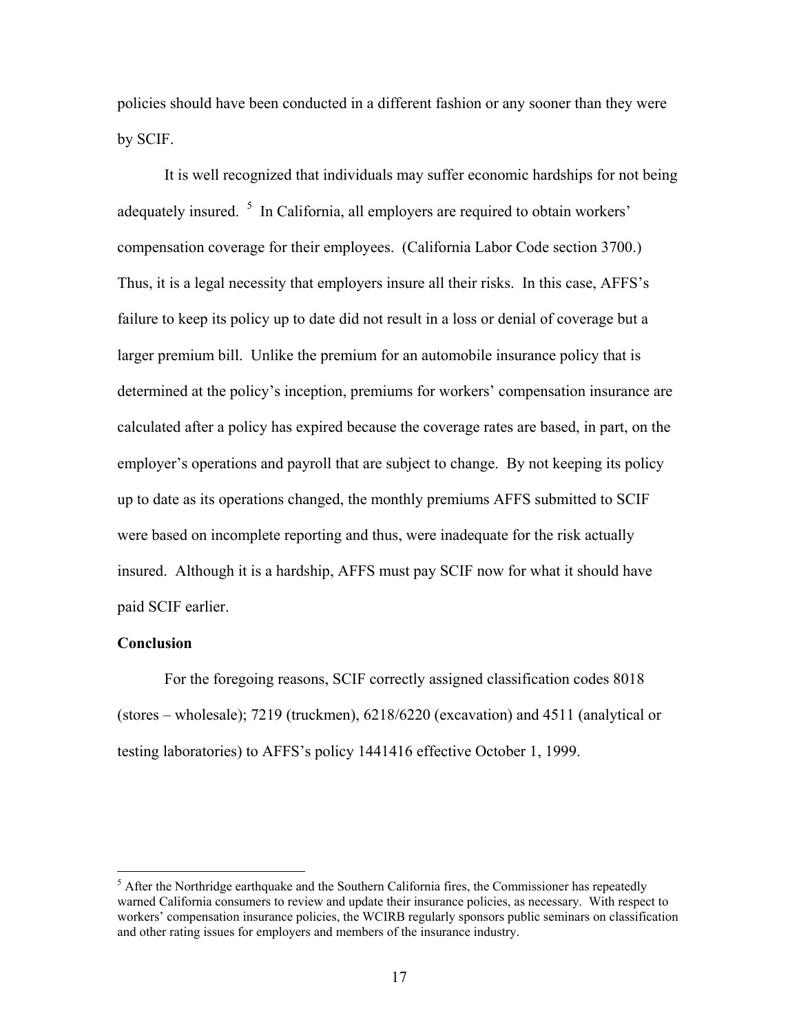policies should have been conducted in a different fashion or any sooner than they were by SCIF.

It is well recognized that individuals may suffer economic hardships for not being adequately insured. [5] In California, all employers are required to obtain workers' compensation coverage for their employees. (California Labor Code section 3700.) Thus, it is a legal necessity that employers insure all their risks. In this case, AFFS's failure to keep its policy up to date did not result in a loss or denial of coverage but a larger premium bill. Unlike the premium for an automobile insurance policy that is determined at the policy's inception, premiums for workers' compensation insurance are calculated after a policy has expired because the coverage rates are based, in part, on the employer's operations and payroll that are subject to change. By not keeping its policy up to date as its operations changed, the monthly premiums AFFS submitted to SCIF were based on incomplete reporting and thus, were inadequate for the risk actually insured. Although it is a hardship, AFFS must pay SCIF now for what it should have paid SCIF earlier.

**Conclusion**

For the foregoing reasons, SCIF correctly assigned classification codes 8018 (stores – wholesale); 7219 (truckmen), 6218/6220 (excavation) and 4511 (analytical or testing laboratories) to AFFS's policy 1441416 effective October 1, 1999.

---

[5] After the Northridge earthquake and the Southern California fires, the Commissioner has repeatedly warned California consumers to review and update their insurance policies, as necessary. With respect to workers' compensation insurance policies, the WCIRB regularly sponsors public seminars on classification and other rating issues for employers and members of the insurance industry.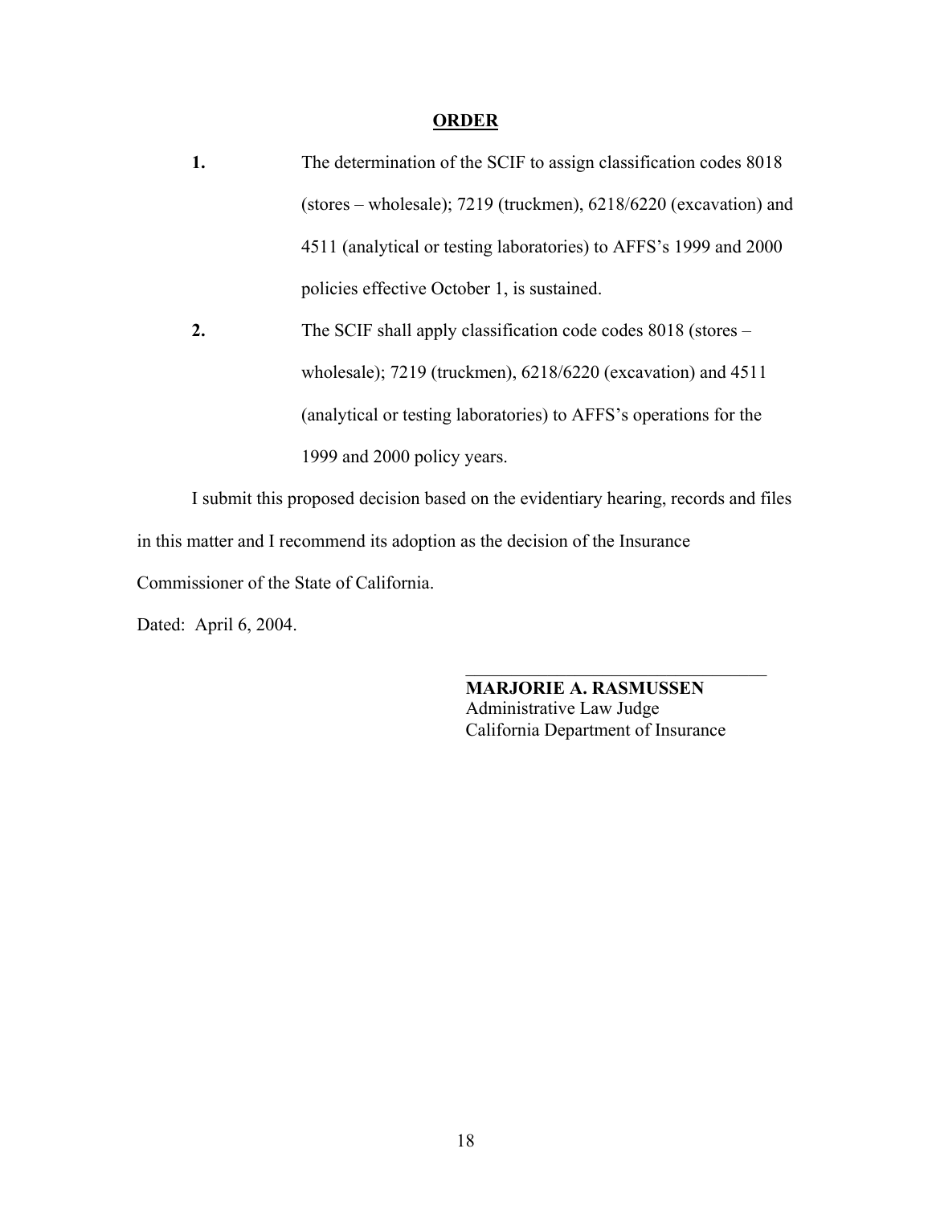## ORDER

**1.** The determination of the SCIF to assign classification codes 8018 (stores – wholesale); 7219 (truckmen), 6218/6220 (excavation) and 4511 (analytical or testing laboratories) to AFFS's 1999 and 2000 policies effective October 1, is sustained.

**2.** The SCIF shall apply classification code codes 8018 (stores – wholesale); 7219 (truckmen), 6218/6220 (excavation) and 4511 (analytical or testing laboratories) to AFFS's operations for the 1999 and 2000 policy years.

I submit this proposed decision based on the evidentiary hearing, records and files in this matter and I recommend its adoption as the decision of the Insurance Commissioner of the State of California.

Dated: April 6, 2004.

**MARJORIE A. RASMUSSEN**
Administrative Law Judge
California Department of Insurance